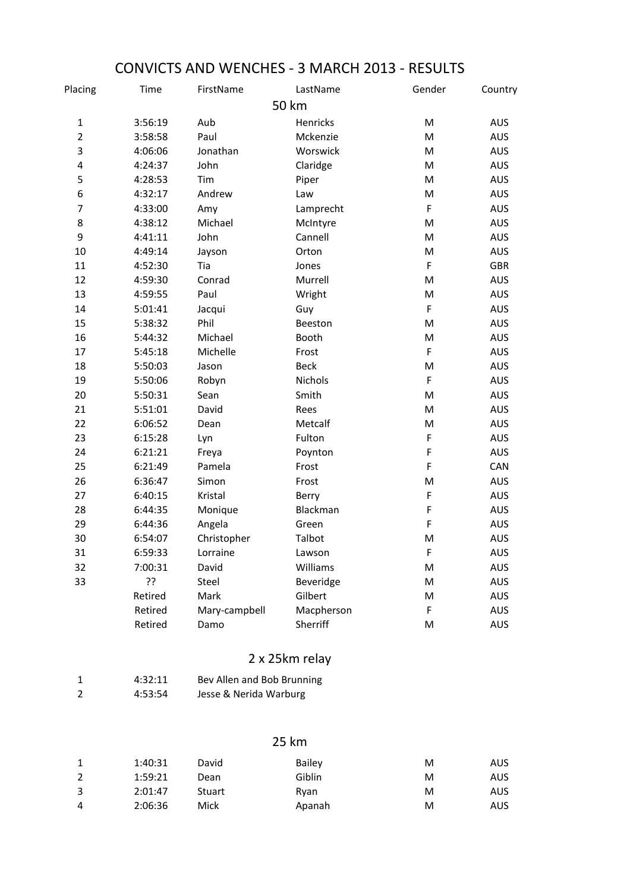# CONVICTS AND WENCHES - 3 MARCH 2013 - RESULTS

## 50 km

| Placing | Time | FirstName | LastName | Gender | Country |
|---|---|---|---|---|---|
| 1 | 3:56:19 | Aub | Henricks | M | AUS |
| 2 | 3:58:58 | Paul | Mckenzie | M | AUS |
| 3 | 4:06:06 | Jonathan | Worswick | M | AUS |
| 4 | 4:24:37 | John | Claridge | M | AUS |
| 5 | 4:28:53 | Tim | Piper | M | AUS |
| 6 | 4:32:17 | Andrew | Law | M | AUS |
| 7 | 4:33:00 | Amy | Lamprecht | F | AUS |
| 8 | 4:38:12 | Michael | McIntyre | M | AUS |
| 9 | 4:41:11 | John | Cannell | M | AUS |
| 10 | 4:49:14 | Jayson | Orton | M | AUS |
| 11 | 4:52:30 | Tia | Jones | F | GBR |
| 12 | 4:59:30 | Conrad | Murrell | M | AUS |
| 13 | 4:59:55 | Paul | Wright | M | AUS |
| 14 | 5:01:41 | Jacqui | Guy | F | AUS |
| 15 | 5:38:32 | Phil | Beeston | M | AUS |
| 16 | 5:44:32 | Michael | Booth | M | AUS |
| 17 | 5:45:18 | Michelle | Frost | F | AUS |
| 18 | 5:50:03 | Jason | Beck | M | AUS |
| 19 | 5:50:06 | Robyn | Nichols | F | AUS |
| 20 | 5:50:31 | Sean | Smith | M | AUS |
| 21 | 5:51:01 | David | Rees | M | AUS |
| 22 | 6:06:52 | Dean | Metcalf | M | AUS |
| 23 | 6:15:28 | Lyn | Fulton | F | AUS |
| 24 | 6:21:21 | Freya | Poynton | F | AUS |
| 25 | 6:21:49 | Pamela | Frost | F | CAN |
| 26 | 6:36:47 | Simon | Frost | M | AUS |
| 27 | 6:40:15 | Kristal | Berry | F | AUS |
| 28 | 6:44:35 | Monique | Blackman | F | AUS |
| 29 | 6:44:36 | Angela | Green | F | AUS |
| 30 | 6:54:07 | Christopher | Talbot | M | AUS |
| 31 | 6:59:33 | Lorraine | Lawson | F | AUS |
| 32 | 7:00:31 | David | Williams | M | AUS |
| 33 | ?? | Steel | Beveridge | M | AUS |
| | Retired | Mark | Gilbert | M | AUS |
| | Retired | Mary-campbell | Macpherson | F | AUS |
| | Retired | Damo | Sherriff | M | AUS |

## 2 x 25km relay

| Placing | Time | Names |
|---|---|---|
| 1 | 4:32:11 | Bev Allen and Bob Brunning |
| 2 | 4:53:54 | Jesse & Nerida Warburg |

## 25 km

| Placing | Time | FirstName | LastName | Gender | Country |
|---|---|---|---|---|---|
| 1 | 1:40:31 | David | Bailey | M | AUS |
| 2 | 1:59:21 | Dean | Giblin | M | AUS |
| 3 | 2:01:47 | Stuart | Ryan | M | AUS |
| 4 | 2:06:36 | Mick | Apanah | M | AUS |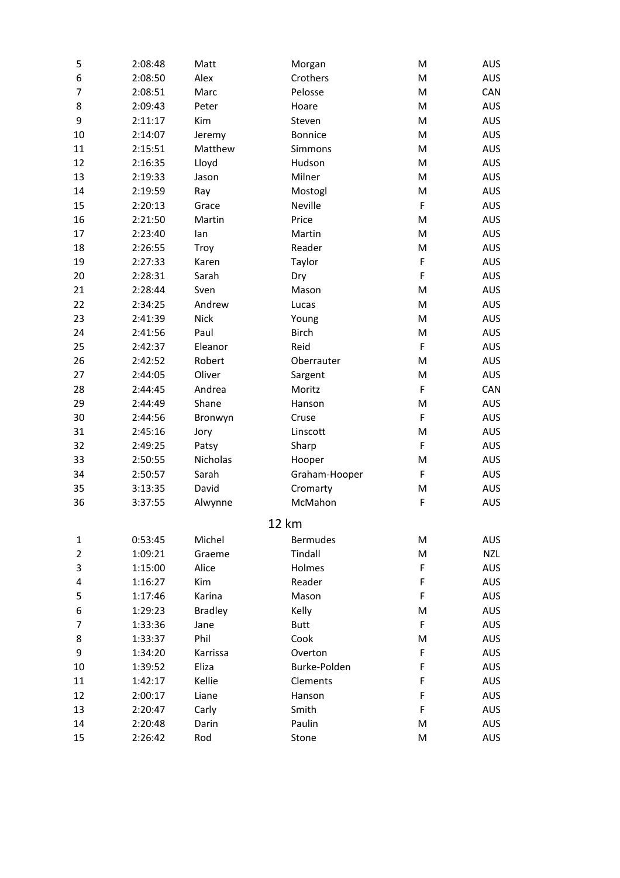| | | | | | |
|---|---|---|---|---|---|
| 5 | 2:08:48 | Matt | Morgan | M | AUS |
| 6 | 2:08:50 | Alex | Crothers | M | AUS |
| 7 | 2:08:51 | Marc | Pelosse | M | CAN |
| 8 | 2:09:43 | Peter | Hoare | M | AUS |
| 9 | 2:11:17 | Kim | Steven | M | AUS |
| 10 | 2:14:07 | Jeremy | Bonnice | M | AUS |
| 11 | 2:15:51 | Matthew | Simmons | M | AUS |
| 12 | 2:16:35 | Lloyd | Hudson | M | AUS |
| 13 | 2:19:33 | Jason | Milner | M | AUS |
| 14 | 2:19:59 | Ray | Mostogl | M | AUS |
| 15 | 2:20:13 | Grace | Neville | F | AUS |
| 16 | 2:21:50 | Martin | Price | M | AUS |
| 17 | 2:23:40 | Ian | Martin | M | AUS |
| 18 | 2:26:55 | Troy | Reader | M | AUS |
| 19 | 2:27:33 | Karen | Taylor | F | AUS |
| 20 | 2:28:31 | Sarah | Dry | F | AUS |
| 21 | 2:28:44 | Sven | Mason | M | AUS |
| 22 | 2:34:25 | Andrew | Lucas | M | AUS |
| 23 | 2:41:39 | Nick | Young | M | AUS |
| 24 | 2:41:56 | Paul | Birch | M | AUS |
| 25 | 2:42:37 | Eleanor | Reid | F | AUS |
| 26 | 2:42:52 | Robert | Oberrauter | M | AUS |
| 27 | 2:44:05 | Oliver | Sargent | M | AUS |
| 28 | 2:44:45 | Andrea | Moritz | F | CAN |
| 29 | 2:44:49 | Shane | Hanson | M | AUS |
| 30 | 2:44:56 | Bronwyn | Cruse | F | AUS |
| 31 | 2:45:16 | Jory | Linscott | M | AUS |
| 32 | 2:49:25 | Patsy | Sharp | F | AUS |
| 33 | 2:50:55 | Nicholas | Hooper | M | AUS |
| 34 | 2:50:57 | Sarah | Graham-Hooper | F | AUS |
| 35 | 3:13:35 | David | Cromarty | M | AUS |
| 36 | 3:37:55 | Alwynne | McMahon | F | AUS |

## 12 km

| | | | | | |
|---|---|---|---|---|---|
| 1 | 0:53:45 | Michel | Bermudes | M | AUS |
| 2 | 1:09:21 | Graeme | Tindall | M | NZL |
| 3 | 1:15:00 | Alice | Holmes | F | AUS |
| 4 | 1:16:27 | Kim | Reader | F | AUS |
| 5 | 1:17:46 | Karina | Mason | F | AUS |
| 6 | 1:29:23 | Bradley | Kelly | M | AUS |
| 7 | 1:33:36 | Jane | Butt | F | AUS |
| 8 | 1:33:37 | Phil | Cook | M | AUS |
| 9 | 1:34:20 | Karrissa | Overton | F | AUS |
| 10 | 1:39:52 | Eliza | Burke-Polden | F | AUS |
| 11 | 1:42:17 | Kellie | Clements | F | AUS |
| 12 | 2:00:17 | Liane | Hanson | F | AUS |
| 13 | 2:20:47 | Carly | Smith | F | AUS |
| 14 | 2:20:48 | Darin | Paulin | M | AUS |
| 15 | 2:26:42 | Rod | Stone | M | AUS |